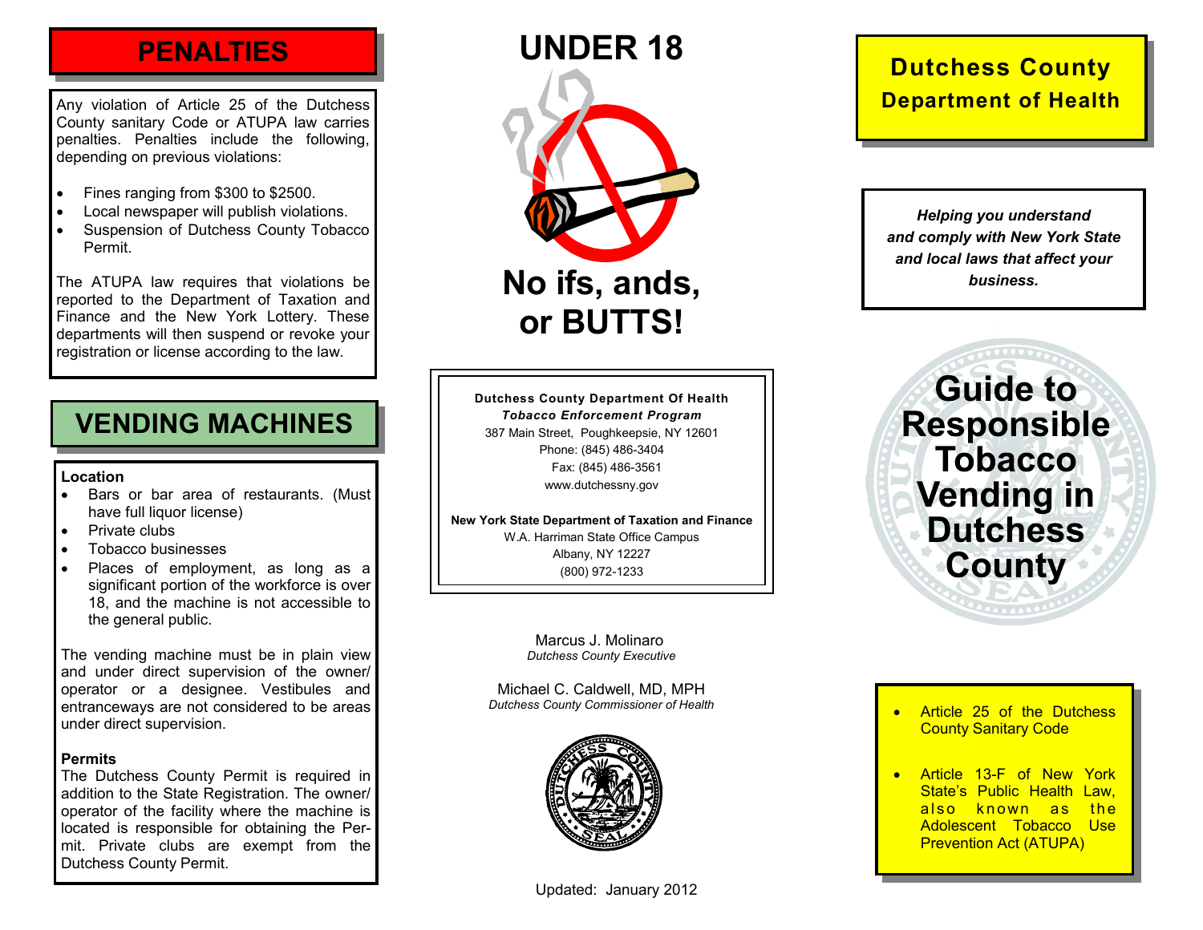## PENALTIES

Any violation of Article 25 of the Dutchess County sanitary Code or ATUPA law carries penalties. Penalties include the following, depending on previous violations:

- Fines ranging from $300 to $2500.
- Local newspaper will publish violations.
- Suspension of Dutchess County Tobacco Permit.

The ATUPA law requires that violations be reported to the Department of Taxation and Finance and the New York Lottery. These departments will then suspend or revoke your registration or license according to the law.

## VENDING MACHINES

**Location**

- Bars or bar area of restaurants. (Must have full liquor license)
- Private clubs
- Tobacco businesses
- Places of employment, as long as a significant portion of the workforce is over 18, and the machine is not accessible to the general public.

The vending machine must be in plain view and under direct supervision of the owner/ operator or a designee. Vestibules and entranceways are not considered to be areas under direct supervision.

**Permits**

The Dutchess County Permit is required in addition to the State Registration. The owner/ operator of the facility where the machine is located is responsible for obtaining the Permit. Private clubs are exempt from the Dutchess County Permit.

# UNDER 18

# No ifs, ands, or BUTTS!

**Dutchess County Department Of Health**
***Tobacco Enforcement Program***
387 Main Street, Poughkeepsie, NY 12601
Phone: (845) 486-3404
Fax: (845) 486-3561
www.dutchessny.gov

**New York State Department of Taxation and Finance**
W.A. Harriman State Office Campus
Albany, NY 12227
(800) 972-1233

Marcus J. Molinaro
*Dutchess County Executive*

Michael C. Caldwell, MD, MPH
*Dutchess County Commissioner of Health*

Updated: January 2012

## Dutchess County Department of Health

***Helping you understand and comply with New York State and local laws that affect your business.***

# Guide to Responsible Tobacco Vending in Dutchess County

- Article 25 of the Dutchess County Sanitary Code
- Article 13-F of New York State's Public Health Law, also known as the Adolescent Tobacco Use Prevention Act (ATUPA)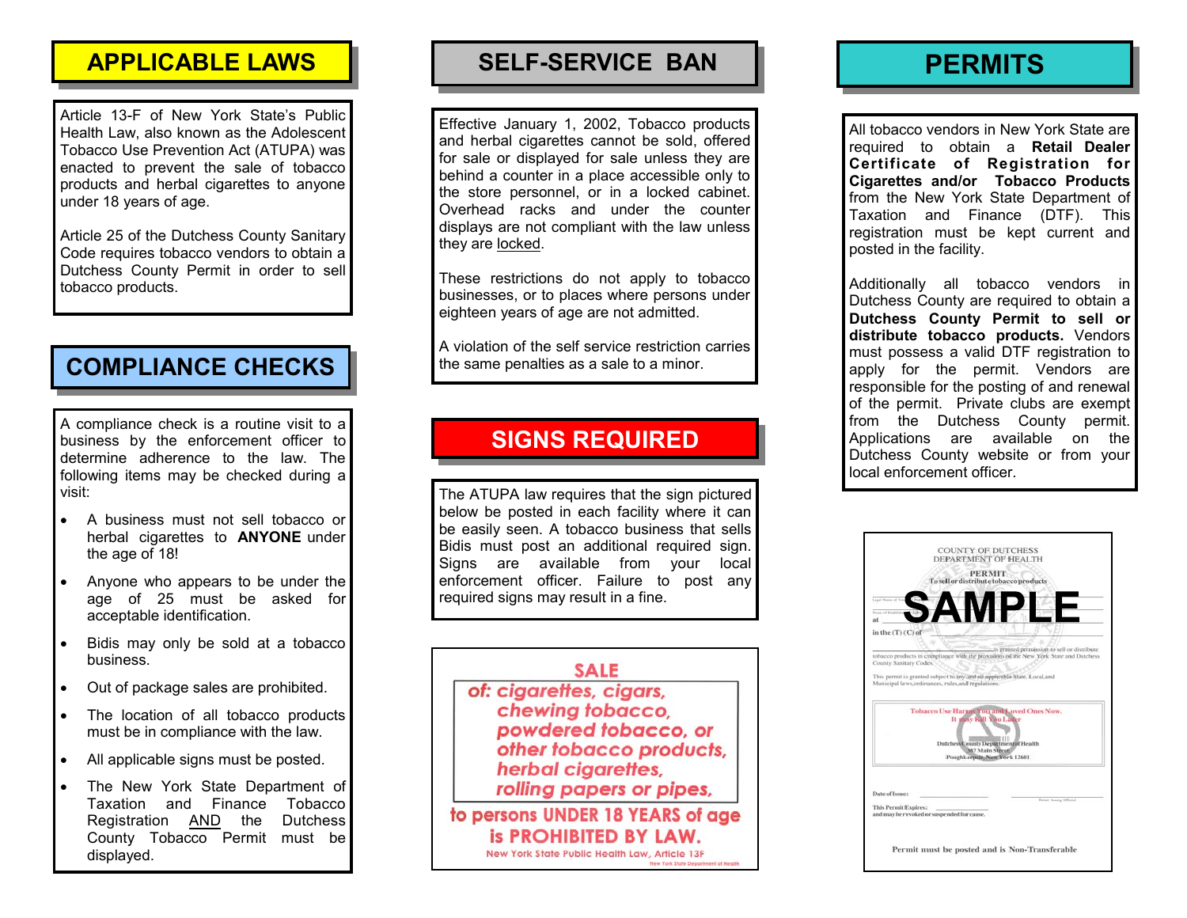## APPLICABLE LAWS

Article 13-F of New York State's Public Health Law, also known as the Adolescent Tobacco Use Prevention Act (ATUPA) was enacted to prevent the sale of tobacco products and herbal cigarettes to anyone under 18 years of age.

Article 25 of the Dutchess County Sanitary Code requires tobacco vendors to obtain a Dutchess County Permit in order to sell tobacco products.

## COMPLIANCE CHECKS

A compliance check is a routine visit to a business by the enforcement officer to determine adherence to the law. The following items may be checked during a visit:

- A business must not sell tobacco or herbal cigarettes to **ANYONE** under the age of 18!
- Anyone who appears to be under the age of 25 must be asked for acceptable identification.
- Bidis may only be sold at a tobacco business.
- Out of package sales are prohibited.
- The location of all tobacco products must be in compliance with the law.
- All applicable signs must be posted.
- The New York State Department of Taxation and Finance Tobacco Registration AND the Dutchess County Tobacco Permit must be displayed.

## SELF-SERVICE BAN

Effective January 1, 2002, Tobacco products and herbal cigarettes cannot be sold, offered for sale or displayed for sale unless they are behind a counter in a place accessible only to the store personnel, or in a locked cabinet. Overhead racks and under the counter displays are not compliant with the law unless they are locked.

These restrictions do not apply to tobacco businesses, or to places where persons under eighteen years of age are not admitted.

A violation of the self service restriction carries the same penalties as a sale to a minor.

## SIGNS REQUIRED

The ATUPA law requires that the sign pictured below be posted in each facility where it can be easily seen. A tobacco business that sells Bidis must post an additional required sign. Signs are available from your local enforcement officer. Failure to post any required signs may result in a fine.

SALE
of: cigarettes, cigars, chewing tobacco, powdered tobacco, or other tobacco products, herbal cigarettes, rolling papers or pipes,
to persons UNDER 18 YEARS of age is PROHIBITED BY LAW.
New York State Public Health Law, Article 13F
New York State Department of Health

## PERMITS

All tobacco vendors in New York State are required to obtain a **Retail Dealer Certificate of Registration for Cigarettes and/or Tobacco Products** from the New York State Department of Taxation and Finance (DTF). This registration must be kept current and posted in the facility.

Additionally all tobacco vendors in Dutchess County are required to obtain a **Dutchess County Permit to sell or distribute tobacco products.** Vendors must possess a valid DTF registration to apply for the permit. Vendors are responsible for the posting of and renewal of the permit. Private clubs are exempt from the Dutchess County permit. Applications are available on the Dutchess County website or from your local enforcement officer.

COUNTY OF DUTCHESS
DEPARTMENT OF HEALTH
PERMIT
To sell or distribute tobacco products

SAMPLE

at

in the (T) (C) of

is granted permission to sell or distribute tobacco products in compliance with the provisions of the New York State and Dutchess County Sanitary Codes.

This permit is granted subject to any and all applicable State, Local, and Municipal laws, ordinances, rules, and regulations.

Tobacco Use Harms You and Loved Ones Now. It may Kill You Later

Dutchess County Department of Health
387 Main Street
Poughkeepsie, New York 12601

Date of Issue:

This Permit Expires:
and may be revoked or suspended for cause.

Permit must be posted and is Non-Transferable